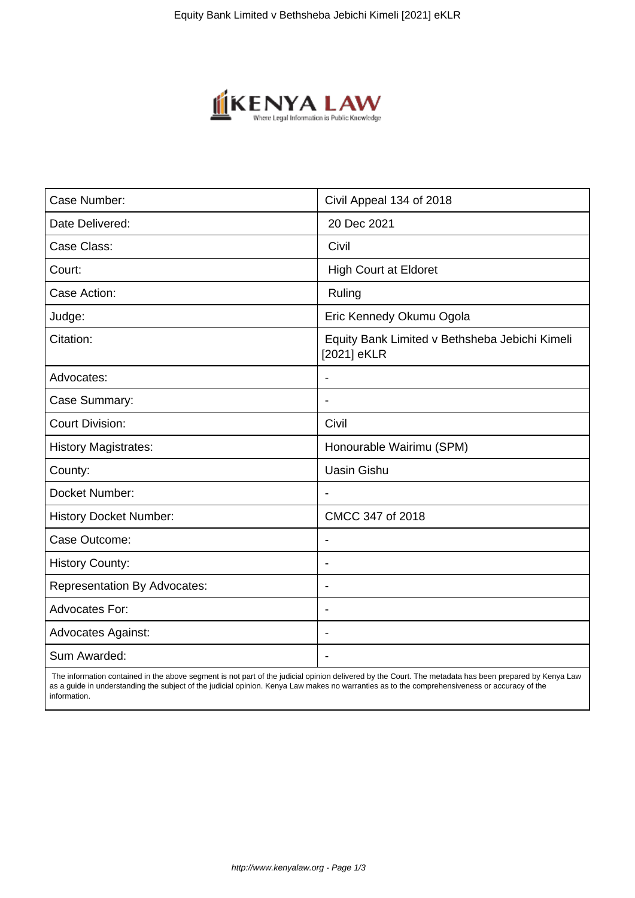| Case Number: | Civil Appeal 134 of 2018 |
| --- | --- |
| Date Delivered: | 20 Dec 2021 |
| Case Class: | Civil |
| Court: | High Court at Eldoret |
| Case Action: | Ruling |
| Judge: | Eric Kennedy Okumu Ogola |
| Citation: | Equity Bank Limited v Bethsheba Jebichi Kimeli [2021] eKLR |
| Advocates: | - |
| Case Summary: | - |
| Court Division: | Civil |
| History Magistrates: | Honourable Wairimu (SPM) |
| County: | Uasin Gishu |
| Docket Number: | - |
| History Docket Number: | CMCC 347 of 2018 |
| Case Outcome: | - |
| History County: | - |
| Representation By Advocates: | - |
| Advocates For: | - |
| Advocates Against: | - |
| Sum Awarded: | - |

The information contained in the above segment is not part of the judicial opinion delivered by the Court. The metadata has been prepared by Kenya Law as a guide in understanding the subject of the judicial opinion. Kenya Law makes no warranties as to the comprehensiveness or accuracy of the information.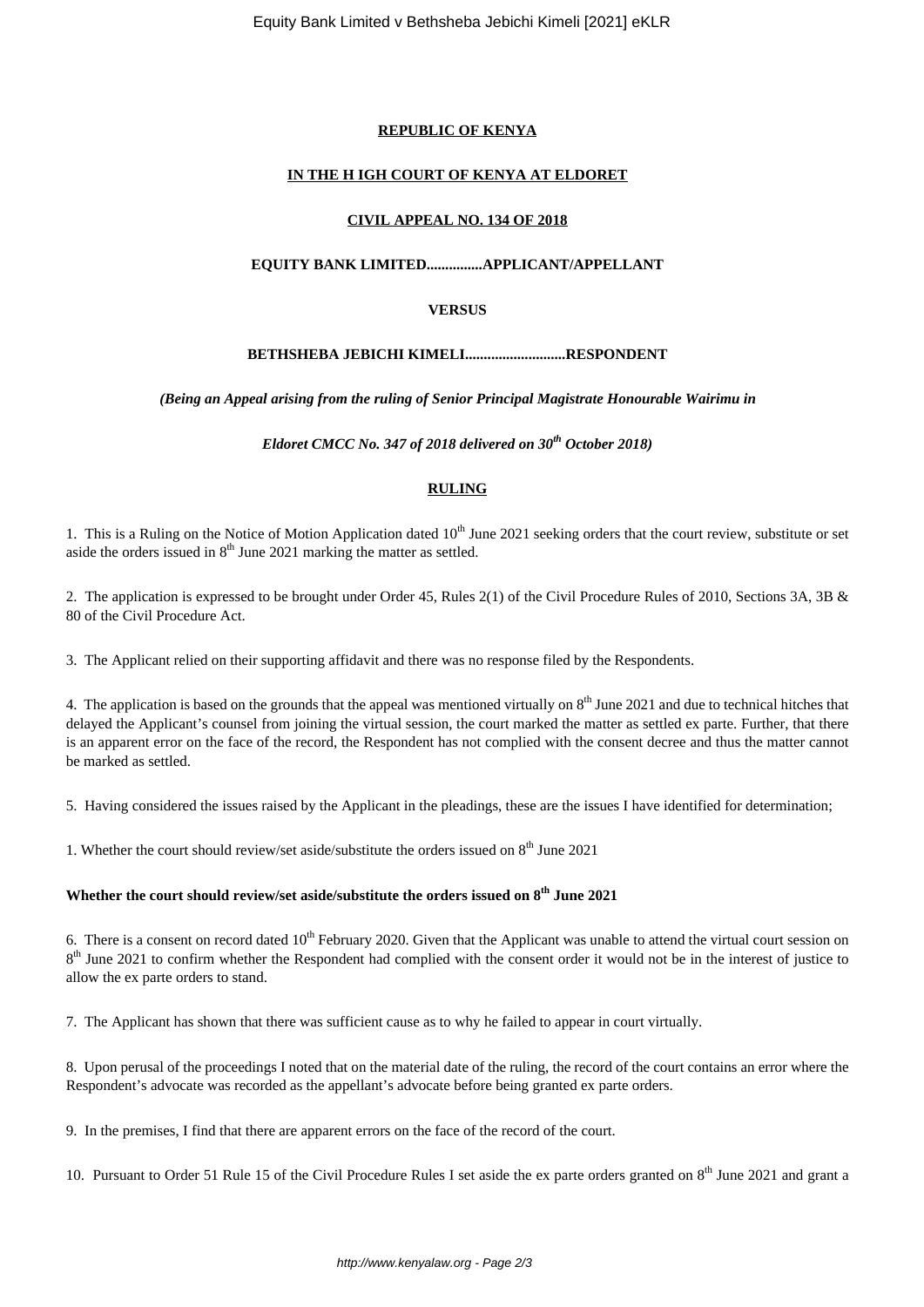**REPUBLIC OF KENYA**

**IN THE H IGH COURT OF KENYA AT ELDORET**

**CIVIL APPEAL NO. 134 OF 2018**

**EQUITY BANK LIMITED...............APPLICANT/APPELLANT**

**VERSUS**

**BETHSHEBA JEBICHI KIMELI...........................RESPONDENT**

***(Being an Appeal arising from the ruling of Senior Principal Magistrate Honourable Wairimu in***

***Eldoret CMCC No. 347 of 2018 delivered on 30th October 2018)***

**RULING**

1. This is a Ruling on the Notice of Motion Application dated 10th June 2021 seeking orders that the court review, substitute or set aside the orders issued in 8th June 2021 marking the matter as settled.

2. The application is expressed to be brought under Order 45, Rules 2(1) of the Civil Procedure Rules of 2010, Sections 3A, 3B & 80 of the Civil Procedure Act.

3. The Applicant relied on their supporting affidavit and there was no response filed by the Respondents.

4. The application is based on the grounds that the appeal was mentioned virtually on 8th June 2021 and due to technical hitches that delayed the Applicant's counsel from joining the virtual session, the court marked the matter as settled ex parte. Further, that there is an apparent error on the face of the record, the Respondent has not complied with the consent decree and thus the matter cannot be marked as settled.

5. Having considered the issues raised by the Applicant in the pleadings, these are the issues I have identified for determination;

1. Whether the court should review/set aside/substitute the orders issued on 8th June 2021

**Whether the court should review/set aside/substitute the orders issued on 8th June 2021**

6. There is a consent on record dated 10th February 2020. Given that the Applicant was unable to attend the virtual court session on 8th June 2021 to confirm whether the Respondent had complied with the consent order it would not be in the interest of justice to allow the ex parte orders to stand.

7. The Applicant has shown that there was sufficient cause as to why he failed to appear in court virtually.

8. Upon perusal of the proceedings I noted that on the material date of the ruling, the record of the court contains an error where the Respondent's advocate was recorded as the appellant's advocate before being granted ex parte orders.

9. In the premises, I find that there are apparent errors on the face of the record of the court.

10. Pursuant to Order 51 Rule 15 of the Civil Procedure Rules I set aside the ex parte orders granted on 8th June 2021 and grant a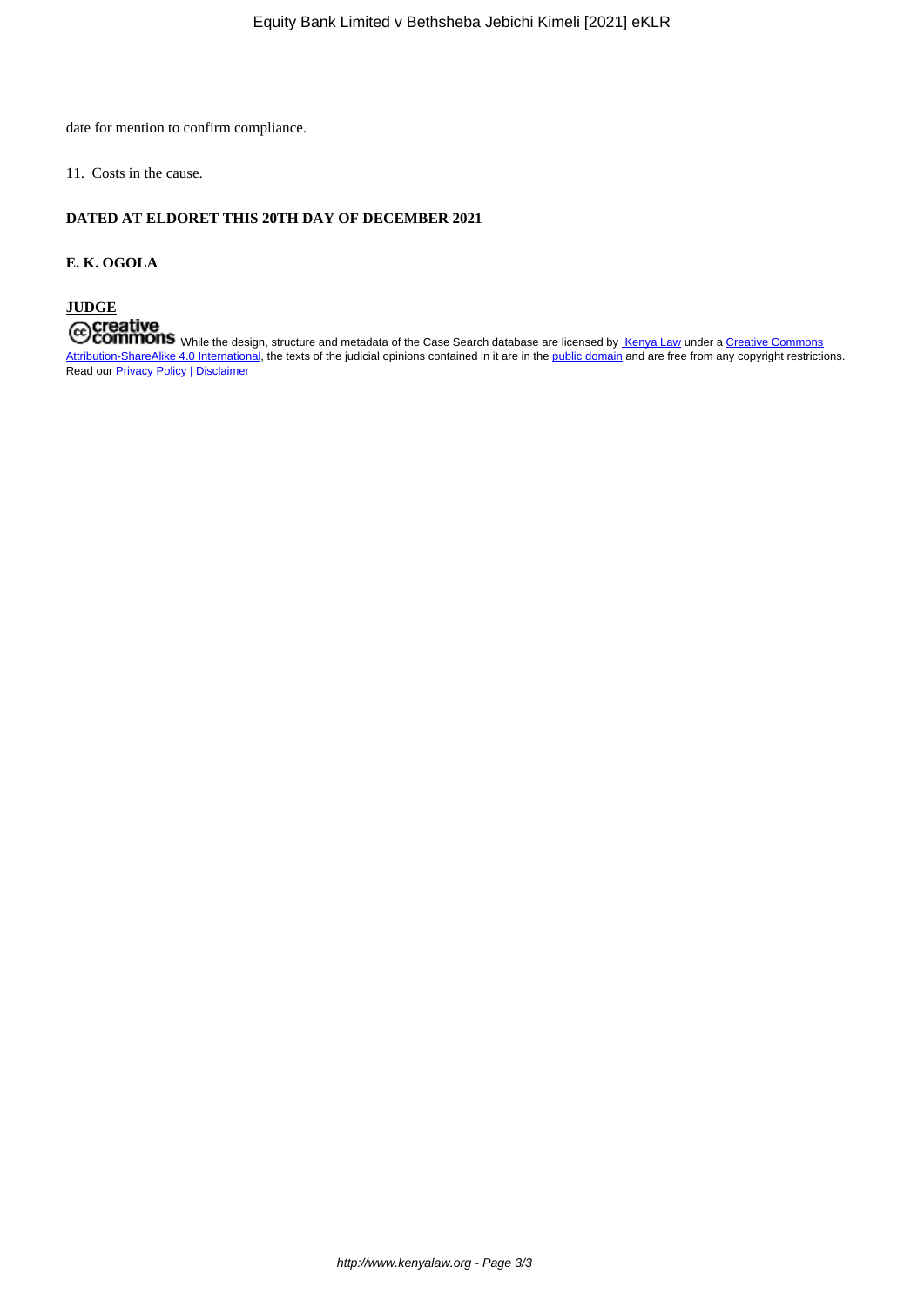date for mention to confirm compliance.

11. Costs in the cause.

**DATED AT ELDORET THIS 20TH DAY OF DECEMBER 2021**

**E. K. OGOLA**

**JUDGE**

While the design, structure and metadata of the Case Search database are licensed by Kenya Law under a Creative Commons Attribution-ShareAlike 4.0 International, the texts of the judicial opinions contained in it are in the public domain and are free from any copyright restrictions.
Read our Privacy Policy | Disclaimer